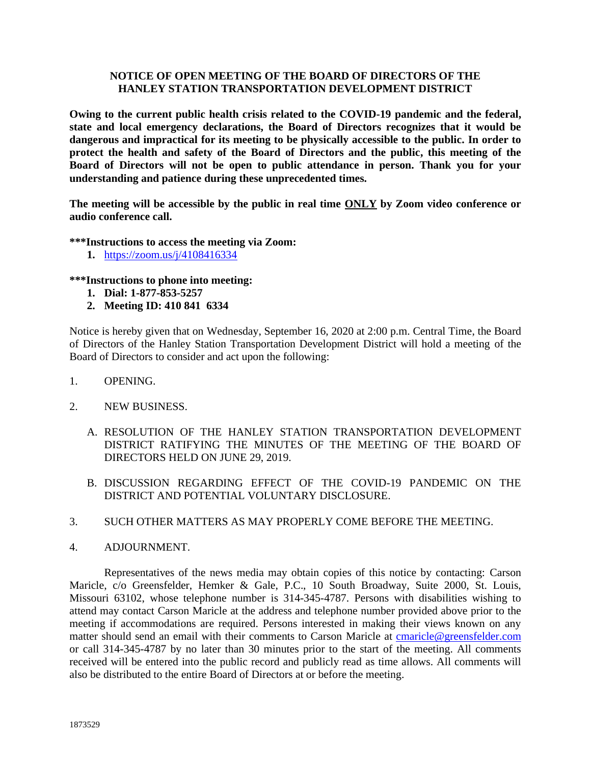# NOTICE OF OPEN MEETING OF THE BOARD OF DIRECTORS OF THE HANLEY STATION TRANSPORTATION DEVELOPMENT DISTRICT

**Owing to the current public health crisis related to the COVID-19 pandemic and the federal, state and local emergency declarations, the Board of Directors recognizes that it would be dangerous and impractical for its meeting to be physically accessible to the public. In order to protect the health and safety of the Board of Directors and the public, this meeting of the Board of Directors will not be open to public attendance in person. Thank you for your understanding and patience during these unprecedented times.**

**The meeting will be accessible by the public in real time ONLY by Zoom video conference or audio conference call.**

**\*\*\*Instructions to access the meeting via Zoom:**

1. https://zoom.us/j/4108416334

**\*\*\*Instructions to phone into meeting:**

1. **Dial: 1-877-853-5257**
2. **Meeting ID: 410 841 6334**

Notice is hereby given that on Wednesday, September 16, 2020 at 2:00 p.m. Central Time, the Board of Directors of the Hanley Station Transportation Development District will hold a meeting of the Board of Directors to consider and act upon the following:

1. OPENING.

2. NEW BUSINESS.

   A. RESOLUTION OF THE HANLEY STATION TRANSPORTATION DEVELOPMENT DISTRICT RATIFYING THE MINUTES OF THE MEETING OF THE BOARD OF DIRECTORS HELD ON JUNE 29, 2019.

   B. DISCUSSION REGARDING EFFECT OF THE COVID-19 PANDEMIC ON THE DISTRICT AND POTENTIAL VOLUNTARY DISCLOSURE.

3. SUCH OTHER MATTERS AS MAY PROPERLY COME BEFORE THE MEETING.

4. ADJOURNMENT.

Representatives of the news media may obtain copies of this notice by contacting: Carson Maricle, c/o Greensfelder, Hemker & Gale, P.C., 10 South Broadway, Suite 2000, St. Louis, Missouri 63102, whose telephone number is 314-345-4787. Persons with disabilities wishing to attend may contact Carson Maricle at the address and telephone number provided above prior to the meeting if accommodations are required. Persons interested in making their views known on any matter should send an email with their comments to Carson Maricle at cmaricle@greensfelder.com or call 314-345-4787 by no later than 30 minutes prior to the start of the meeting. All comments received will be entered into the public record and publicly read as time allows. All comments will also be distributed to the entire Board of Directors at or before the meeting.

1873529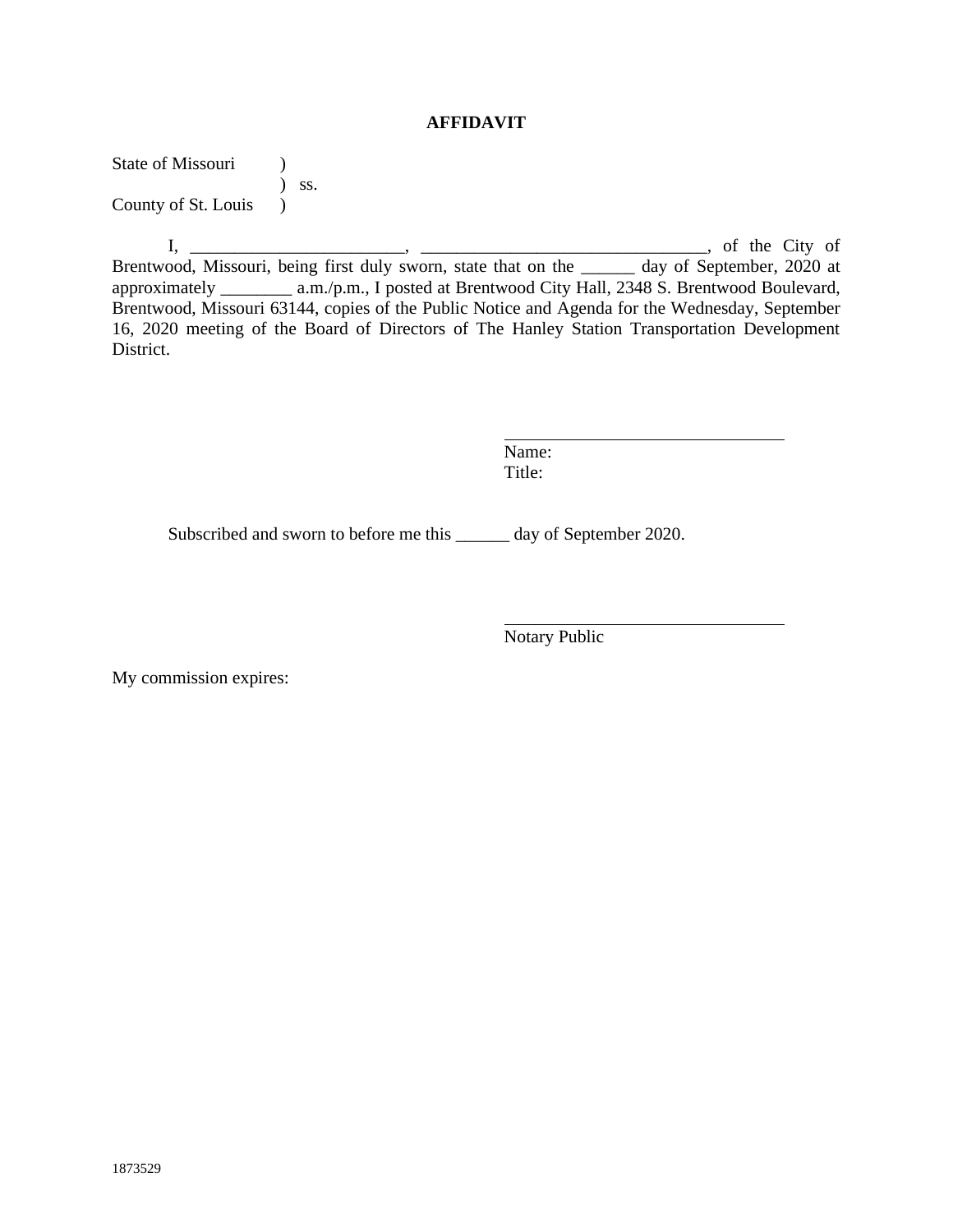# AFFIDAVIT

State of Missouri )
) ss.
County of St. Louis )

I, ________________________, ________________________________, of the City of Brentwood, Missouri, being first duly sworn, state that on the ______ day of September, 2020 at approximately ________ a.m./p.m., I posted at Brentwood City Hall, 2348 S. Brentwood Boulevard, Brentwood, Missouri 63144, copies of the Public Notice and Agenda for the Wednesday, September 16, 2020 meeting of the Board of Directors of The Hanley Station Transportation Development District.

________________________________
Name:
Title:

Subscribed and sworn to before me this ______ day of September 2020.

________________________________
Notary Public

My commission expires:

1873529